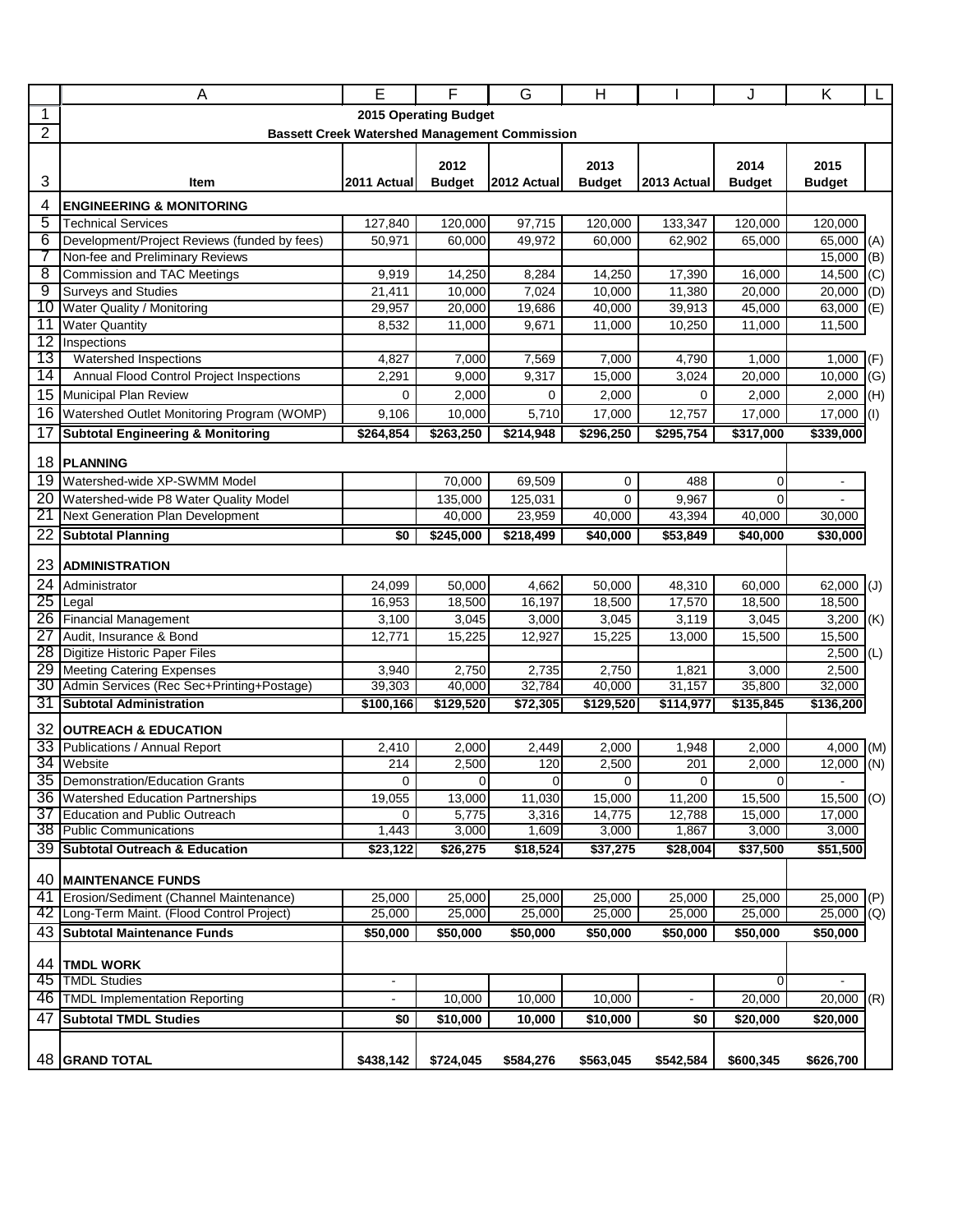# 2015 Operating Budget

## Bassett Creek Watershed Management Commission

| | Item | 2011 Actual | 2012 Budget | 2012 Actual | 2013 Budget | 2013 Actual | 2014 Budget | 2015 Budget | |
|---|---|---|---|---|---|---|---|---|---|
| 4 | **ENGINEERING & MONITORING** | | | | | | | | |
| 5 | Technical Services | 127,840 | 120,000 | 97,715 | 120,000 | 133,347 | 120,000 | 120,000 | |
| 6 | Development/Project Reviews (funded by fees) | 50,971 | 60,000 | 49,972 | 60,000 | 62,902 | 65,000 | 65,000 | (A) |
| 7 | Non-fee and Preliminary Reviews | | | | | | | 15,000 | (B) |
| 8 | Commission and TAC Meetings | 9,919 | 14,250 | 8,284 | 14,250 | 17,390 | 16,000 | 14,500 | (C) |
| 9 | Surveys and Studies | 21,411 | 10,000 | 7,024 | 10,000 | 11,380 | 20,000 | 20,000 | (D) |
| 10 | Water Quality / Monitoring | 29,957 | 20,000 | 19,686 | 40,000 | 39,913 | 45,000 | 63,000 | (E) |
| 11 | Water Quantity | 8,532 | 11,000 | 9,671 | 11,000 | 10,250 | 11,000 | 11,500 | |
| 12 | Inspections | | | | | | | | |
| 13 | Watershed Inspections | 4,827 | 7,000 | 7,569 | 7,000 | 4,790 | 1,000 | 1,000 | (F) |
| 14 | Annual Flood Control Project Inspections | 2,291 | 9,000 | 9,317 | 15,000 | 3,024 | 20,000 | 10,000 | (G) |
| 15 | Municipal Plan Review | 0 | 2,000 | 0 | 2,000 | 0 | 2,000 | 2,000 | (H) |
| 16 | Watershed Outlet Monitoring Program (WOMP) | 9,106 | 10,000 | 5,710 | 17,000 | 12,757 | 17,000 | 17,000 | (I) |
| 17 | **Subtotal Engineering & Monitoring** | **$264,854** | **$263,250** | **$214,948** | **$296,250** | **$295,754** | **$317,000** | **$339,000** | |
| 18 | **PLANNING** | | | | | | | | |
| 19 | Watershed-wide XP-SWMM Model | | 70,000 | 69,509 | 0 | 488 | 0 | - | |
| 20 | Watershed-wide P8 Water Quality Model | | 135,000 | 125,031 | 0 | 9,967 | 0 | - | |
| 21 | Next Generation Plan Development | | 40,000 | 23,959 | 40,000 | 43,394 | 40,000 | 30,000 | |
| 22 | **Subtotal Planning** | **$0** | **$245,000** | **$218,499** | **$40,000** | **$53,849** | **$40,000** | **$30,000** | |
| 23 | **ADMINISTRATION** | | | | | | | | |
| 24 | Administrator | 24,099 | 50,000 | 4,662 | 50,000 | 48,310 | 60,000 | 62,000 | (J) |
| 25 | Legal | 16,953 | 18,500 | 16,197 | 18,500 | 17,570 | 18,500 | 18,500 | |
| 26 | Financial Management | 3,100 | 3,045 | 3,000 | 3,045 | 3,119 | 3,045 | 3,200 | (K) |
| 27 | Audit, Insurance & Bond | 12,771 | 15,225 | 12,927 | 15,225 | 13,000 | 15,500 | 15,500 | |
| 28 | Digitize Historic Paper Files | | | | | | | 2,500 | (L) |
| 29 | Meeting Catering Expenses | 3,940 | 2,750 | 2,735 | 2,750 | 1,821 | 3,000 | 2,500 | |
| 30 | Admin Services (Rec Sec+Printing+Postage) | 39,303 | 40,000 | 32,784 | 40,000 | 31,157 | 35,800 | 32,000 | |
| 31 | **Subtotal Administration** | **$100,166** | **$129,520** | **$72,305** | **$129,520** | **$114,977** | **$135,845** | **$136,200** | |
| 32 | **OUTREACH & EDUCATION** | | | | | | | | |
| 33 | Publications / Annual Report | 2,410 | 2,000 | 2,449 | 2,000 | 1,948 | 2,000 | 4,000 | (M) |
| 34 | Website | 214 | 2,500 | 120 | 2,500 | 201 | 2,000 | 12,000 | (N) |
| 35 | Demonstration/Education Grants | 0 | 0 | 0 | 0 | 0 | 0 | - | |
| 36 | Watershed Education Partnerships | 19,055 | 13,000 | 11,030 | 15,000 | 11,200 | 15,500 | 15,500 | (O) |
| 37 | Education and Public Outreach | 0 | 5,775 | 3,316 | 14,775 | 12,788 | 15,000 | 17,000 | |
| 38 | Public Communications | 1,443 | 3,000 | 1,609 | 3,000 | 1,867 | 3,000 | 3,000 | |
| 39 | **Subtotal Outreach & Education** | **$23,122** | **$26,275** | **$18,524** | **$37,275** | **$28,004** | **$37,500** | **$51,500** | |
| 40 | **MAINTENANCE FUNDS** | | | | | | | | |
| 41 | Erosion/Sediment (Channel Maintenance) | 25,000 | 25,000 | 25,000 | 25,000 | 25,000 | 25,000 | 25,000 | (P) |
| 42 | Long-Term Maint. (Flood Control Project) | 25,000 | 25,000 | 25,000 | 25,000 | 25,000 | 25,000 | 25,000 | (Q) |
| 43 | **Subtotal Maintenance Funds** | **$50,000** | **$50,000** | **$50,000** | **$50,000** | **$50,000** | **$50,000** | **$50,000** | |
| 44 | **TMDL WORK** | | | | | | | | |
| 45 | TMDL Studies | - | | | | | 0 | - | |
| 46 | TMDL Implementation Reporting | - | 10,000 | 10,000 | 10,000 | - | 20,000 | 20,000 | (R) |
| 47 | **Subtotal TMDL Studies** | **$0** | **$10,000** | **10,000** | **$10,000** | **$0** | **$20,000** | **$20,000** | |
| 48 | **GRAND TOTAL** | **$438,142** | **$724,045** | **$584,276** | **$563,045** | **$542,584** | **$600,345** | **$626,700** | |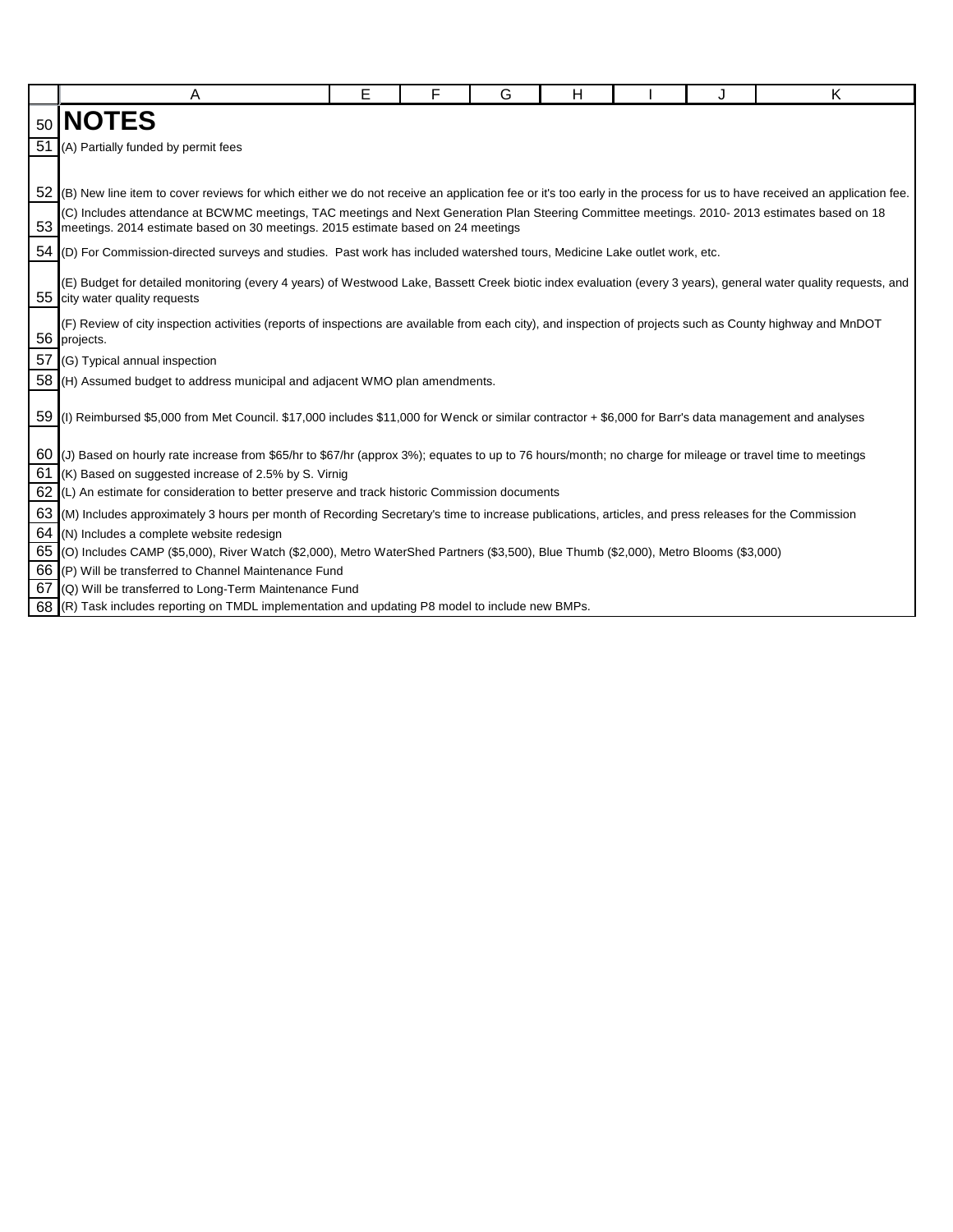# NOTES

(A) Partially funded by permit fees

(B) New line item to cover reviews for which either we do not receive an application fee or it's too early in the process for us to have received an application fee.

(C) Includes attendance at BCWMC meetings, TAC meetings and Next Generation Plan Steering Committee meetings. 2010- 2013 estimates based on 18 meetings. 2014 estimate based on 30 meetings. 2015 estimate based on 24 meetings

(D) For Commission-directed surveys and studies. Past work has included watershed tours, Medicine Lake outlet work, etc.

(E) Budget for detailed monitoring (every 4 years) of Westwood Lake, Bassett Creek biotic index evaluation (every 3 years), general water quality requests, and city water quality requests

(F) Review of city inspection activities (reports of inspections are available from each city), and inspection of projects such as County highway and MnDOT projects.

(G) Typical annual inspection

(H) Assumed budget to address municipal and adjacent WMO plan amendments.

(I) Reimbursed $5,000 from Met Council. $17,000 includes $11,000 for Wenck or similar contractor + $6,000 for Barr's data management and analyses

(J) Based on hourly rate increase from $65/hr to $67/hr (approx 3%); equates to up to 76 hours/month; no charge for mileage or travel time to meetings

(K) Based on suggested increase of 2.5% by S. Virnig

(L) An estimate for consideration to better preserve and track historic Commission documents

(M) Includes approximately 3 hours per month of Recording Secretary's time to increase publications, articles, and press releases for the Commission

(N) Includes a complete website redesign

(O) Includes CAMP ($5,000), River Watch ($2,000), Metro WaterShed Partners ($3,500), Blue Thumb ($2,000), Metro Blooms ($3,000)

(P) Will be transferred to Channel Maintenance Fund

(Q) Will be transferred to Long-Term Maintenance Fund

(R) Task includes reporting on TMDL implementation and updating P8 model to include new BMPs.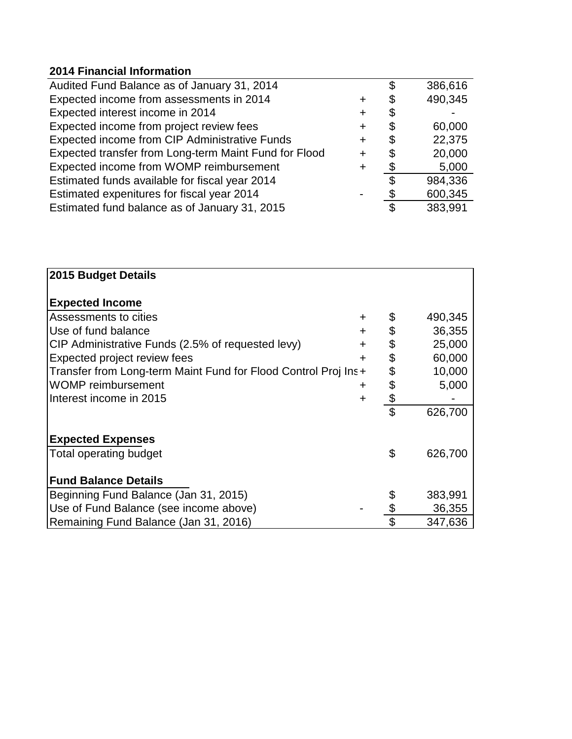**2014 Financial Information**

| | | | |
|---|---|---|---|
| Audited Fund Balance as of January 31, 2014 | | $ | 386,616 |
| Expected income from assessments in 2014 | + | $ | 490,345 |
| Expected interest income in 2014 | + | $ | - |
| Expected income from project review fees | + | $ | 60,000 |
| Expected income from CIP Administrative Funds | + | $ | 22,375 |
| Expected transfer from Long-term Maint Fund for Flood | + | $ | 20,000 |
| Expected income from WOMP reimbursement | + | $ | 5,000 |
| Estimated funds available for fiscal year 2014 | | $ | 984,336 |
| Estimated expenitures for fiscal year 2014 | - | $ | 600,345 |
| Estimated fund balance as of January 31, 2015 | | $ | 383,991 |

**2015 Budget Details**

**Expected Income**

| | | | |
|---|---|---|---|
| Assessments to cities | + | $ | 490,345 |
| Use of fund balance | + | $ | 36,355 |
| CIP Administrative Funds (2.5% of requested levy) | + | $ | 25,000 |
| Expected project review fees | + | $ | 60,000 |
| Transfer from Long-term Maint Fund for Flood Control Proj Ins | + | $ | 10,000 |
| WOMP reimbursement | + | $ | 5,000 |
| Interest income in 2015 | + | $ | - |
| | | $ | 626,700 |

**Expected Expenses**

| | | | |
|---|---|---|---|
| Total operating budget | | $ | 626,700 |

**Fund Balance Details**

| | | | |
|---|---|---|---|
| Beginning Fund Balance (Jan 31, 2015) | | $ | 383,991 |
| Use of Fund Balance (see income above) | - | $ | 36,355 |
| Remaining Fund Balance (Jan 31, 2016) | | $ | 347,636 |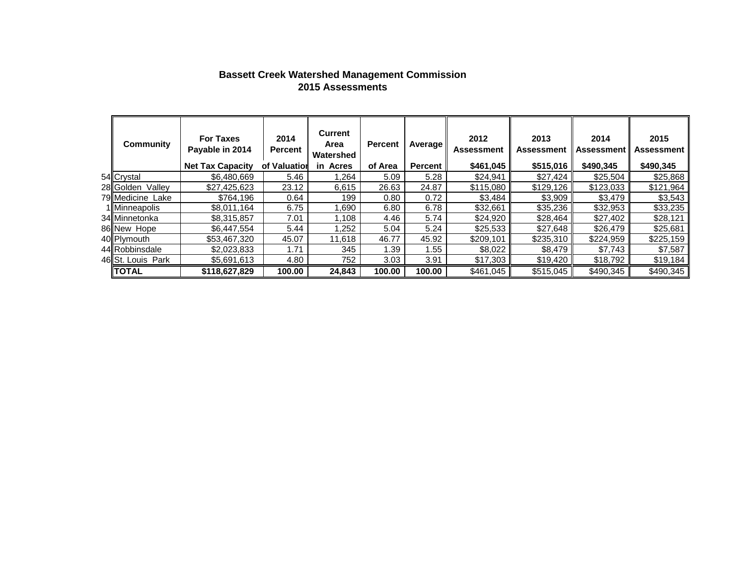**Bassett Creek Watershed Management Commission**
**2015 Assessments**

| | Community | For Taxes Payable in 2014 Net Tax Capacity | 2014 Percent of Valuation | Current Area Watershed in Acres | Percent of Area | Average Percent | 2012 Assessment $461,045 | 2013 Assessment $515,016 | 2014 Assessment $490,345 | 2015 Assessment $490,345 |
|---|---|---|---|---|---|---|---|---|---|---|
| 54 | Crystal | $6,480,669 | 5.46 | 1,264 | 5.09 | 5.28 | $24,941 | $27,424 | $25,504 | $25,868 |
| 28 | Golden Valley | $27,425,623 | 23.12 | 6,615 | 26.63 | 24.87 | $115,080 | $129,126 | $123,033 | $121,964 |
| 79 | Medicine Lake | $764,196 | 0.64 | 199 | 0.80 | 0.72 | $3,484 | $3,909 | $3,479 | $3,543 |
| 1 | Minneapolis | $8,011,164 | 6.75 | 1,690 | 6.80 | 6.78 | $32,661 | $35,236 | $32,953 | $33,235 |
| 34 | Minnetonka | $8,315,857 | 7.01 | 1,108 | 4.46 | 5.74 | $24,920 | $28,464 | $27,402 | $28,121 |
| 86 | New Hope | $6,447,554 | 5.44 | 1,252 | 5.04 | 5.24 | $25,533 | $27,648 | $26,479 | $25,681 |
| 40 | Plymouth | $53,467,320 | 45.07 | 11,618 | 46.77 | 45.92 | $209,101 | $235,310 | $224,959 | $225,159 |
| 44 | Robbinsdale | $2,023,833 | 1.71 | 345 | 1.39 | 1.55 | $8,022 | $8,479 | $7,743 | $7,587 |
| 46 | St. Louis Park | $5,691,613 | 4.80 | 752 | 3.03 | 3.91 | $17,303 | $19,420 | $18,792 | $19,184 |
| | **TOTAL** | **$118,627,829** | **100.00** | **24,843** | **100.00** | **100.00** | $461,045 | $515,045 | $490,345 | $490,345 |